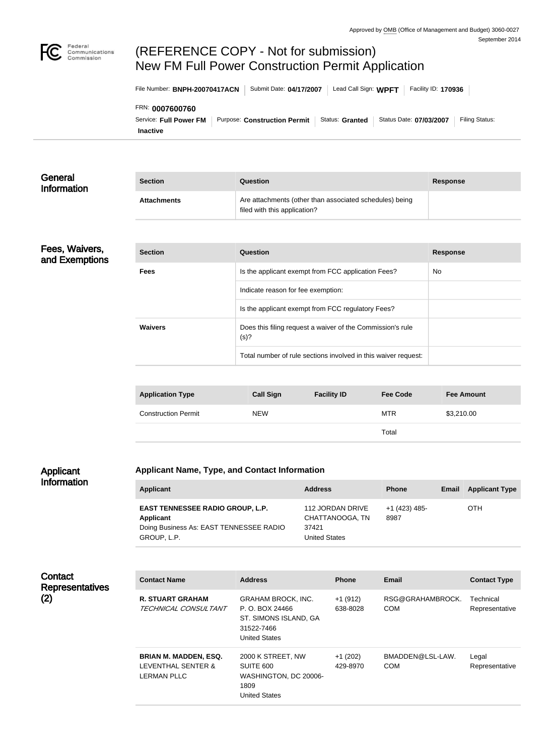Approved by OMB (Office of Management and Budget) 3060-0027
September 2014

# (REFERENCE COPY - Not for submission)
# New FM Full Power Construction Permit Application

File Number: **BNPH-20070417ACN** | Submit Date: **04/17/2007** | Lead Call Sign: **WPFT** | Facility ID: **170936**

FRN: **0007600760**

Service: **Full Power FM** | Purpose: **Construction Permit** | Status: **Granted** | Status Date: **07/03/2007** | Filing Status: **Inactive**

## General Information

| Section | Question | Response |
| --- | --- | --- |
| Attachments | Are attachments (other than associated schedules) being filed with this application? | |

## Fees, Waivers, and Exemptions

| Section | Question | Response |
| --- | --- | --- |
| Fees | Is the applicant exempt from FCC application Fees? | No |
| | Indicate reason for fee exemption: | |
| | Is the applicant exempt from FCC regulatory Fees? | |
| Waivers | Does this filing request a waiver of the Commission's rule (s)? | |
| | Total number of rule sections involved in this waiver request: | |

| Application Type | Call Sign | Facility ID | Fee Code | Fee Amount |
| --- | --- | --- | --- | --- |
| Construction Permit | NEW | | MTR | $3,210.00 |
| | | | Total | |

## Applicant Information

### Applicant Name, Type, and Contact Information

| Applicant | Address | Phone | Email | Applicant Type |
| --- | --- | --- | --- | --- |
| **EAST TENNESSEE RADIO GROUP, L.P.** **Applicant** Doing Business As: EAST TENNESSEE RADIO GROUP, L.P. | 112 JORDAN DRIVE CHATTANOOGA, TN 37421 United States | +1 (423) 485-8987 | | OTH |

## Contact Representatives (2)

| Contact Name | Address | Phone | Email | Contact Type |
| --- | --- | --- | --- | --- |
| **R. STUART GRAHAM** *TECHNICAL CONSULTANT* | GRAHAM BROCK, INC. P. O. BOX 24466 ST. SIMONS ISLAND, GA 31522-7466 United States | +1 (912) 638-8028 | RSG@GRAHAMBROCK.COM | Technical Representative |
| **BRIAN M. MADDEN, ESQ.** LEVENTHAL SENTER & LERMAN PLLC | 2000 K STREET, NW SUITE 600 WASHINGTON, DC 20006-1809 United States | +1 (202) 429-8970 | BMADDEN@LSL-LAW.COM | Legal Representative |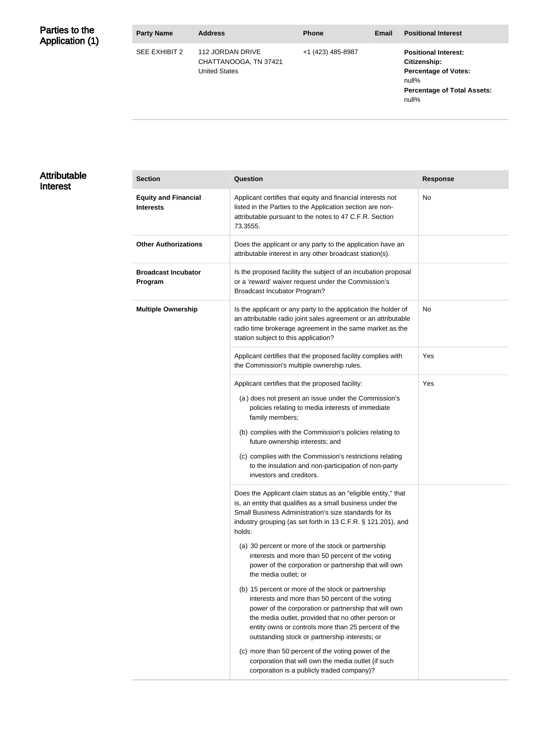## Parties to the Application (1)

| Party Name | Address | Phone | Email | Positional Interest |
|---|---|---|---|---|
| SEE EXHIBIT 2 | 112 JORDAN DRIVE<br>CHATTANOOGA, TN 37421<br>United States | +1 (423) 485-8987 | | **Positional Interest:**<br>**Citizenship:**<br>**Percentage of Votes:** null%<br>**Percentage of Total Assets:** null% |

## Attributable Interest

| Section | Question | Response |
|---|---|---|
| **Equity and Financial Interests** | Applicant certifies that equity and financial interests not listed in the Parties to the Application section are non-attributable pursuant to the notes to 47 C.F.R. Section 73.3555. | No |
| **Other Authorizations** | Does the applicant or any party to the application have an attributable interest in any other broadcast station(s). | |
| **Broadcast Incubator Program** | Is the proposed facility the subject of an incubation proposal or a 'reward' waiver request under the Commission's Broadcast Incubator Program? | |
| **Multiple Ownership** | Is the applicant or any party to the application the holder of an attributable radio joint sales agreement or an attributable radio time brokerage agreement in the same market as the station subject to this application? | No |
| | Applicant certifies that the proposed facility complies with the Commission's multiple ownership rules. | Yes |
| | Applicant certifies that the proposed facility:<br>(a) does not present an issue under the Commission's policies relating to media interests of immediate family members;<br>(b) complies with the Commission's policies relating to future ownership interests; and<br>(c) complies with the Commission's restrictions relating to the insulation and non-participation of non-party investors and creditors. | Yes |
| | Does the Applicant claim status as an "eligible entity," that is, an entity that qualifies as a small business under the Small Business Administration's size standards for its industry grouping (as set forth in 13 C.F.R. § 121.201), and holds:<br>(a) 30 percent or more of the stock or partnership interests and more than 50 percent of the voting power of the corporation or partnership that will own the media outlet; or<br>(b) 15 percent or more of the stock or partnership interests and more than 50 percent of the voting power of the corporation or partnership that will own the media outlet, provided that no other person or entity owns or controls more than 25 percent of the outstanding stock or partnership interests; or<br>(c) more than 50 percent of the voting power of the corporation that will own the media outlet (if such corporation is a publicly traded company)? | |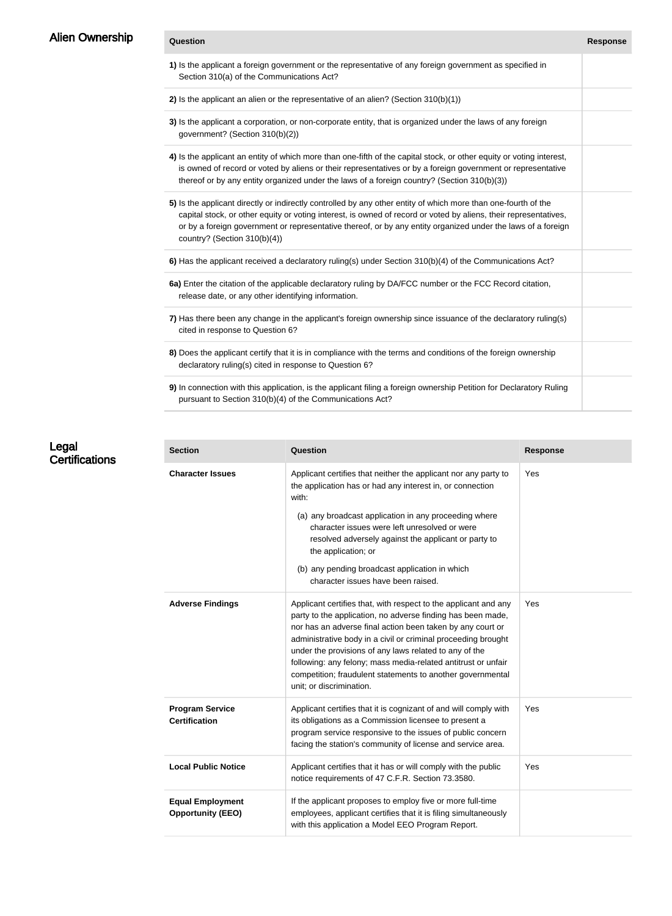## Alien Ownership

| Question | Response |
|---|---|
| **1)** Is the applicant a foreign government or the representative of any foreign government as specified in Section 310(a) of the Communications Act? | |
| **2)** Is the applicant an alien or the representative of an alien? (Section 310(b)(1)) | |
| **3)** Is the applicant a corporation, or non-corporate entity, that is organized under the laws of any foreign government? (Section 310(b)(2)) | |
| **4)** Is the applicant an entity of which more than one-fifth of the capital stock, or other equity or voting interest, is owned of record or voted by aliens or their representatives or by a foreign government or representative thereof or by any entity organized under the laws of a foreign country? (Section 310(b)(3)) | |
| **5)** Is the applicant directly or indirectly controlled by any other entity of which more than one-fourth of the capital stock, or other equity or voting interest, is owned of record or voted by aliens, their representatives, or by a foreign government or representative thereof, or by any entity organized under the laws of a foreign country? (Section 310(b)(4)) | |
| **6)** Has the applicant received a declaratory ruling(s) under Section 310(b)(4) of the Communications Act? | |
| **6a)** Enter the citation of the applicable declaratory ruling by DA/FCC number or the FCC Record citation, release date, or any other identifying information. | |
| **7)** Has there been any change in the applicant's foreign ownership since issuance of the declaratory ruling(s) cited in response to Question 6? | |
| **8)** Does the applicant certify that it is in compliance with the terms and conditions of the foreign ownership declaratory ruling(s) cited in response to Question 6? | |
| **9)** In connection with this application, is the applicant filing a foreign ownership Petition for Declaratory Ruling pursuant to Section 310(b)(4) of the Communications Act? | |

## Legal Certifications

| Section | Question | Response |
|---|---|---|
| **Character Issues** | Applicant certifies that neither the applicant nor any party to the application has or had any interest in, or connection with: (a) any broadcast application in any proceeding where character issues were left unresolved or were resolved adversely against the applicant or party to the application; or (b) any pending broadcast application in which character issues have been raised. | Yes |
| **Adverse Findings** | Applicant certifies that, with respect to the applicant and any party to the application, no adverse finding has been made, nor has an adverse final action been taken by any court or administrative body in a civil or criminal proceeding brought under the provisions of any laws related to any of the following: any felony; mass media-related antitrust or unfair competition; fraudulent statements to another governmental unit; or discrimination. | Yes |
| **Program Service Certification** | Applicant certifies that it is cognizant of and will comply with its obligations as a Commission licensee to present a program service responsive to the issues of public concern facing the station's community of license and service area. | Yes |
| **Local Public Notice** | Applicant certifies that it has or will comply with the public notice requirements of 47 C.F.R. Section 73.3580. | Yes |
| **Equal Employment Opportunity (EEO)** | If the applicant proposes to employ five or more full-time employees, applicant certifies that it is filing simultaneously with this application a Model EEO Program Report. | |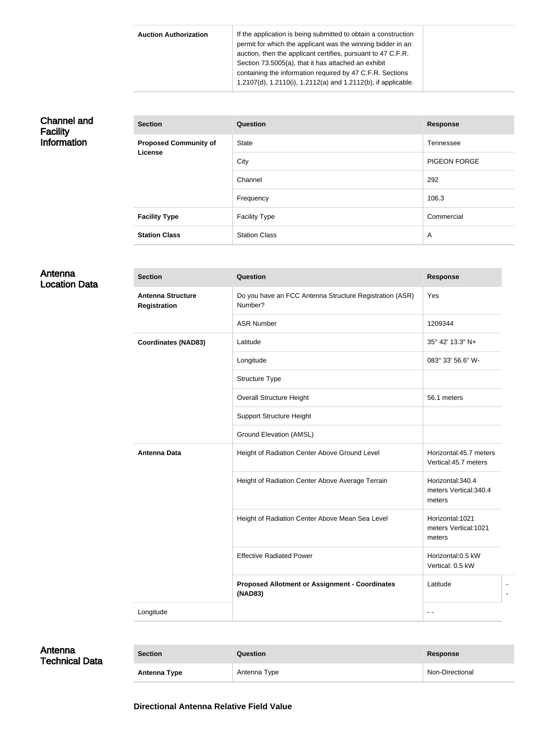| Auction Authorization | If the application is being submitted to obtain a construction permit for which the applicant was the winning bidder in an auction, then the applicant certifies, pursuant to 47 C.F.R. Section 73.5005(a), that it has attached an exhibit containing the information required by 47 C.F.R. Sections 1.2107(d), 1.2110(i), 1.2112(a) and 1.2112(b), if applicable. | |
|---|---|---|

## Channel and Facility Information

| Section | Question | Response |
|---|---|---|
| **Proposed Community of License** | State | Tennessee |
| | City | PIGEON FORGE |
| | Channel | 292 |
| | Frequency | 106.3 |
| **Facility Type** | Facility Type | Commercial |
| **Station Class** | Station Class | A |

## Antenna Location Data

| Section | Question | Response |
|---|---|---|
| **Antenna Structure Registration** | Do you have an FCC Antenna Structure Registration (ASR) Number? | Yes |
| | ASR Number | 1209344 |
| **Coordinates (NAD83)** | Latitude | 35° 42' 13.3" N+ |
| | Longitude | 083° 33' 56.6" W- |
| | Structure Type | |
| | Overall Structure Height | 56.1 meters |
| | Support Structure Height | |
| | Ground Elevation (AMSL) | |
| **Antenna Data** | Height of Radiation Center Above Ground Level | Horizontal:45.7 meters Vertical:45.7 meters |
| | Height of Radiation Center Above Average Terrain | Horizontal:340.4 meters Vertical:340.4 meters |
| | Height of Radiation Center Above Mean Sea Level | Horizontal:1021 meters Vertical:1021 meters |
| | Effective Radiated Power | Horizontal:0.5 kW Vertical: 0.5 kW |
| | **Proposed Allotment or Assignment - Coordinates (NAD83)** | Latitude - - |
| Longitude | | - - |

## Antenna Technical Data

| Section | Question | Response |
|---|---|---|
| **Antenna Type** | Antenna Type | Non-Directional |

**Directional Antenna Relative Field Value**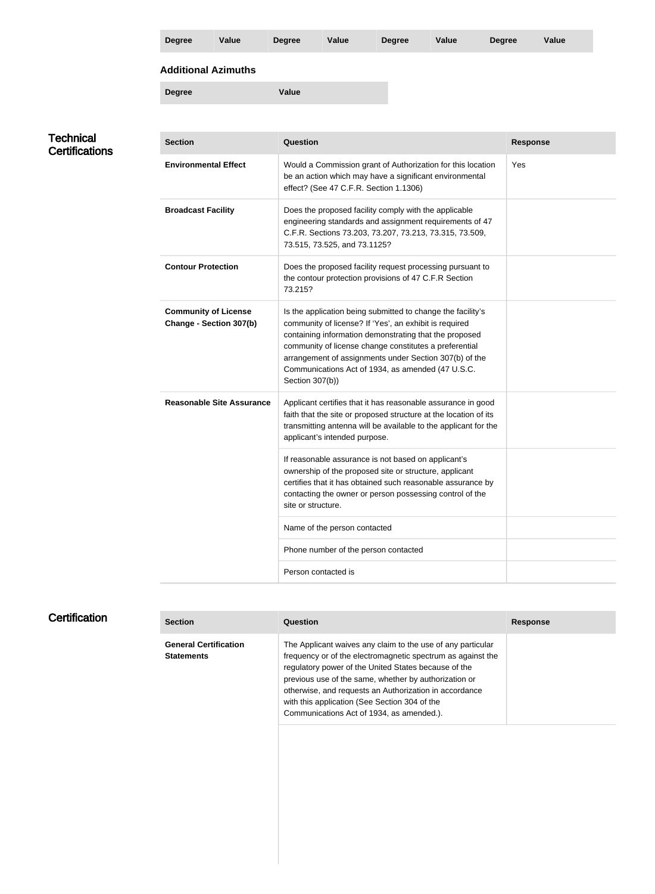| Degree | Value | Degree | Value | Degree | Value | Degree | Value |
| --- | --- | --- | --- | --- | --- | --- | --- |

### Additional Azimuths

| Degree | Value |
| --- | --- |

## Technical Certifications

| Section | Question | Response |
| --- | --- | --- |
| **Environmental Effect** | Would a Commission grant of Authorization for this location be an action which may have a significant environmental effect? (See 47 C.F.R. Section 1.1306) | Yes |
| **Broadcast Facility** | Does the proposed facility comply with the applicable engineering standards and assignment requirements of 47 C.F.R. Sections 73.203, 73.207, 73.213, 73.315, 73.509, 73.515, 73.525, and 73.1125? | |
| **Contour Protection** | Does the proposed facility request processing pursuant to the contour protection provisions of 47 C.F.R Section 73.215? | |
| **Community of License Change - Section 307(b)** | Is the application being submitted to change the facility's community of license? If 'Yes', an exhibit is required containing information demonstrating that the proposed community of license change constitutes a preferential arrangement of assignments under Section 307(b) of the Communications Act of 1934, as amended (47 U.S.C. Section 307(b)) | |
| **Reasonable Site Assurance** | Applicant certifies that it has reasonable assurance in good faith that the site or proposed structure at the location of its transmitting antenna will be available to the applicant for the applicant's intended purpose. | |
| | If reasonable assurance is not based on applicant's ownership of the proposed site or structure, applicant certifies that it has obtained such reasonable assurance by contacting the owner or person possessing control of the site or structure. | |
| | Name of the person contacted | |
| | Phone number of the person contacted | |
| | Person contacted is | |

## Certification

| Section | Question | Response |
| --- | --- | --- |
| **General Certification Statements** | The Applicant waives any claim to the use of any particular frequency or of the electromagnetic spectrum as against the regulatory power of the United States because of the previous use of the same, whether by authorization or otherwise, and requests an Authorization in accordance with this application (See Section 304 of the Communications Act of 1934, as amended.). | |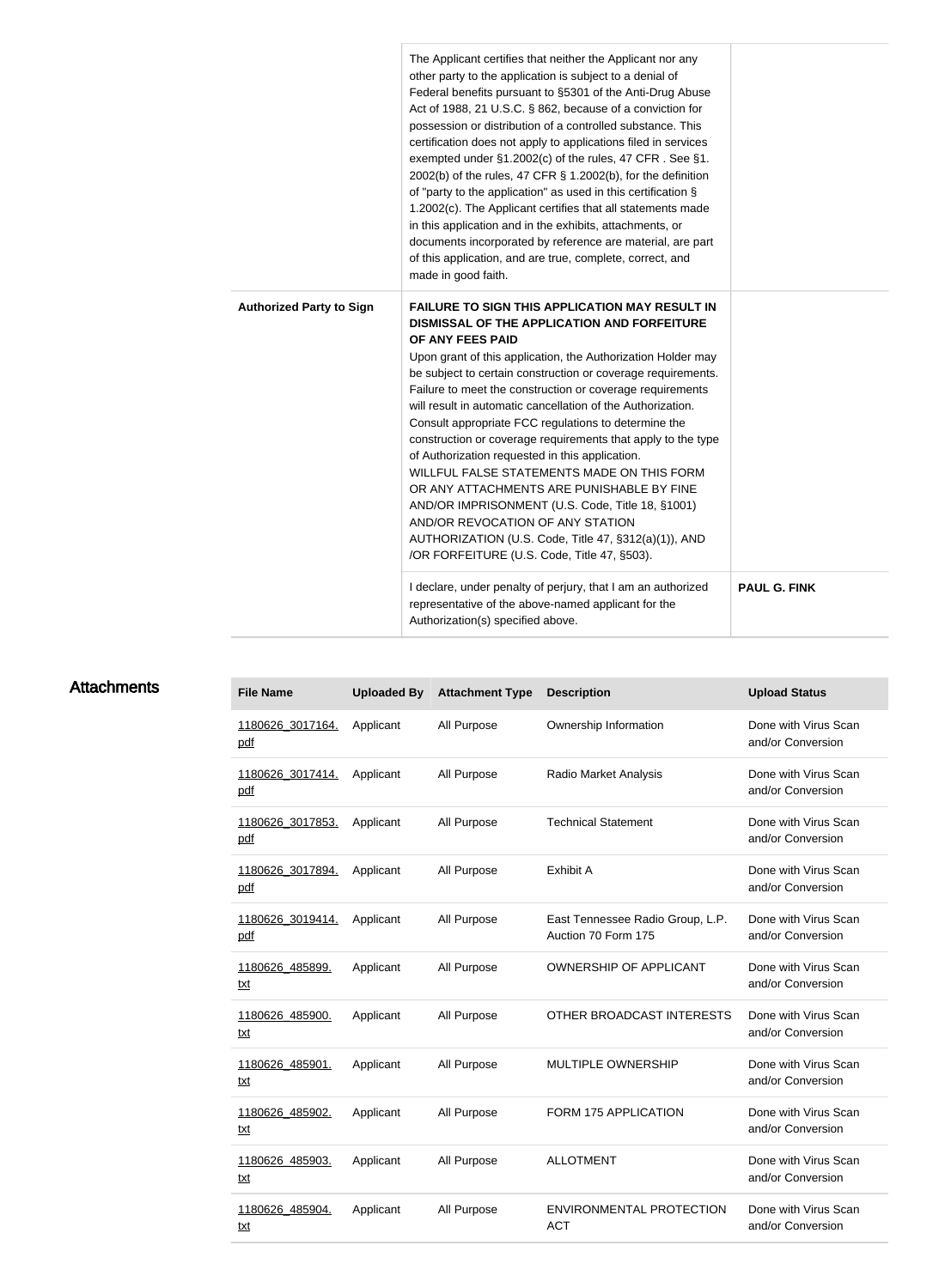| | | |
|---|---|---|
| | The Applicant certifies that neither the Applicant nor any other party to the application is subject to a denial of Federal benefits pursuant to §5301 of the Anti-Drug Abuse Act of 1988, 21 U.S.C. § 862, because of a conviction for possession or distribution of a controlled substance. This certification does not apply to applications filed in services exempted under §1.2002(c) of the rules, 47 CFR . See §1. 2002(b) of the rules, 47 CFR § 1.2002(b), for the definition of "party to the application" as used in this certification § 1.2002(c). The Applicant certifies that all statements made in this application and in the exhibits, attachments, or documents incorporated by reference are material, are part of this application, and are true, complete, correct, and made in good faith. | |
| **Authorized Party to Sign** | **FAILURE TO SIGN THIS APPLICATION MAY RESULT IN DISMISSAL OF THE APPLICATION AND FORFEITURE OF ANY FEES PAID** Upon grant of this application, the Authorization Holder may be subject to certain construction or coverage requirements. Failure to meet the construction or coverage requirements will result in automatic cancellation of the Authorization. Consult appropriate FCC regulations to determine the construction or coverage requirements that apply to the type of Authorization requested in this application. WILLFUL FALSE STATEMENTS MADE ON THIS FORM OR ANY ATTACHMENTS ARE PUNISHABLE BY FINE AND/OR IMPRISONMENT (U.S. Code, Title 18, §1001) AND/OR REVOCATION OF ANY STATION AUTHORIZATION (U.S. Code, Title 47, §312(a)(1)), AND /OR FORFEITURE (U.S. Code, Title 47, §503). | |
| | I declare, under penalty of perjury, that I am an authorized representative of the above-named applicant for the Authorization(s) specified above. | **PAUL G. FINK** |

## Attachments

| File Name | Uploaded By | Attachment Type | Description | Upload Status |
|---|---|---|---|---|
| 1180626_3017164.pdf | Applicant | All Purpose | Ownership Information | Done with Virus Scan and/or Conversion |
| 1180626_3017414.pdf | Applicant | All Purpose | Radio Market Analysis | Done with Virus Scan and/or Conversion |
| 1180626_3017853.pdf | Applicant | All Purpose | Technical Statement | Done with Virus Scan and/or Conversion |
| 1180626_3017894.pdf | Applicant | All Purpose | Exhibit A | Done with Virus Scan and/or Conversion |
| 1180626_3019414.pdf | Applicant | All Purpose | East Tennessee Radio Group, L.P. Auction 70 Form 175 | Done with Virus Scan and/or Conversion |
| 1180626_485899.txt | Applicant | All Purpose | OWNERSHIP OF APPLICANT | Done with Virus Scan and/or Conversion |
| 1180626_485900.txt | Applicant | All Purpose | OTHER BROADCAST INTERESTS | Done with Virus Scan and/or Conversion |
| 1180626_485901.txt | Applicant | All Purpose | MULTIPLE OWNERSHIP | Done with Virus Scan and/or Conversion |
| 1180626_485902.txt | Applicant | All Purpose | FORM 175 APPLICATION | Done with Virus Scan and/or Conversion |
| 1180626_485903.txt | Applicant | All Purpose | ALLOTMENT | Done with Virus Scan and/or Conversion |
| 1180626_485904.txt | Applicant | All Purpose | ENVIRONMENTAL PROTECTION ACT | Done with Virus Scan and/or Conversion |